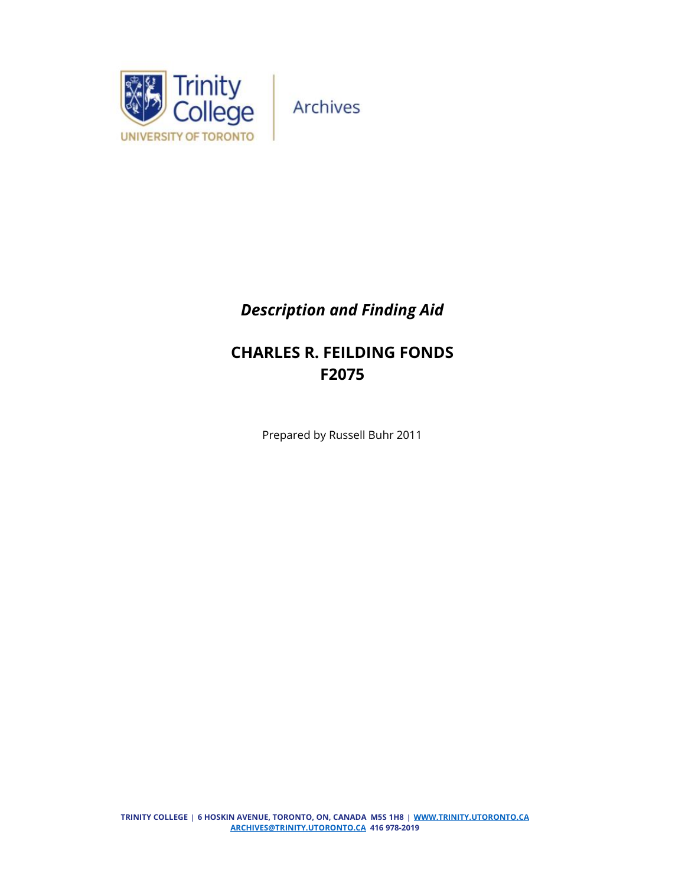Trinity College
UNIVERSITY OF TORONTO

Archives

*Description and Finding Aid*

# CHARLES R. FEILDING FONDS
# F2075

Prepared by Russell Buhr 2011

TRINITY COLLEGE | 6 HOSKIN AVENUE, TORONTO, ON, CANADA M5S 1H8 | WWW.TRINITY.UTORONTO.CA
ARCHIVES@TRINITY.UTORONTO.CA 416 978-2019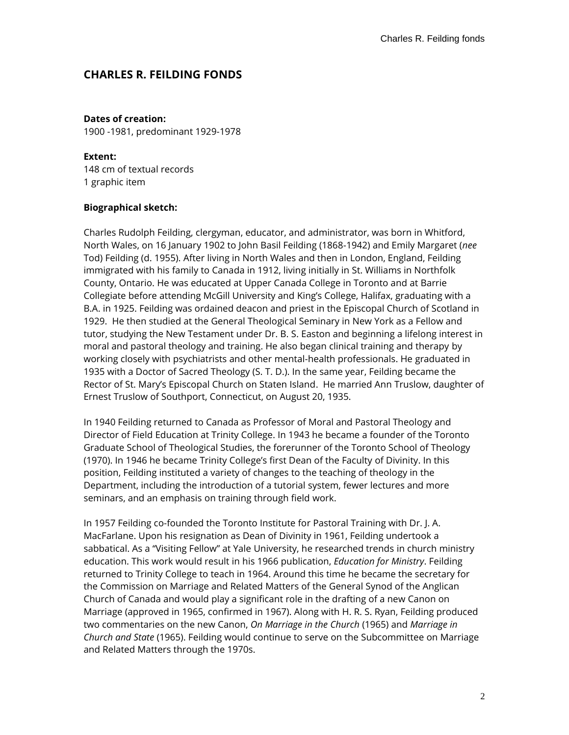## CHARLES R. FEILDING FONDS

**Dates of creation:**
1900 -1981, predominant 1929-1978

**Extent:**
148 cm of textual records
1 graphic item

**Biographical sketch:**

Charles Rudolph Feilding, clergyman, educator, and administrator, was born in Whitford, North Wales, on 16 January 1902 to John Basil Feilding (1868-1942) and Emily Margaret (*nee* Tod) Feilding (d. 1955). After living in North Wales and then in London, England, Feilding immigrated with his family to Canada in 1912, living initially in St. Williams in Northfolk County, Ontario. He was educated at Upper Canada College in Toronto and at Barrie Collegiate before attending McGill University and King's College, Halifax, graduating with a B.A. in 1925. Feilding was ordained deacon and priest in the Episcopal Church of Scotland in 1929. He then studied at the General Theological Seminary in New York as a Fellow and tutor, studying the New Testament under Dr. B. S. Easton and beginning a lifelong interest in moral and pastoral theology and training. He also began clinical training and therapy by working closely with psychiatrists and other mental-health professionals. He graduated in 1935 with a Doctor of Sacred Theology (S. T. D.). In the same year, Feilding became the Rector of St. Mary's Episcopal Church on Staten Island. He married Ann Truslow, daughter of Ernest Truslow of Southport, Connecticut, on August 20, 1935.

In 1940 Feilding returned to Canada as Professor of Moral and Pastoral Theology and Director of Field Education at Trinity College. In 1943 he became a founder of the Toronto Graduate School of Theological Studies, the forerunner of the Toronto School of Theology (1970). In 1946 he became Trinity College's first Dean of the Faculty of Divinity. In this position, Feilding instituted a variety of changes to the teaching of theology in the Department, including the introduction of a tutorial system, fewer lectures and more seminars, and an emphasis on training through field work.

In 1957 Feilding co-founded the Toronto Institute for Pastoral Training with Dr. J. A. MacFarlane. Upon his resignation as Dean of Divinity in 1961, Feilding undertook a sabbatical. As a "Visiting Fellow" at Yale University, he researched trends in church ministry education. This work would result in his 1966 publication, *Education for Ministry*. Feilding returned to Trinity College to teach in 1964. Around this time he became the secretary for the Commission on Marriage and Related Matters of the General Synod of the Anglican Church of Canada and would play a significant role in the drafting of a new Canon on Marriage (approved in 1965, confirmed in 1967). Along with H. R. S. Ryan, Feilding produced two commentaries on the new Canon, *On Marriage in the Church* (1965) and *Marriage in Church and State* (1965). Feilding would continue to serve on the Subcommittee on Marriage and Related Matters through the 1970s.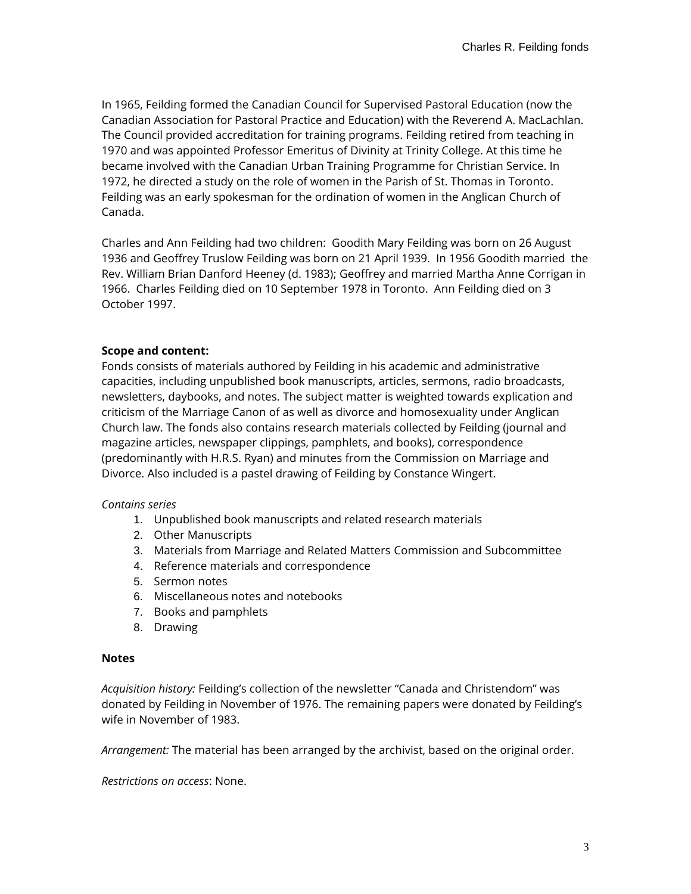In 1965, Feilding formed the Canadian Council for Supervised Pastoral Education (now the Canadian Association for Pastoral Practice and Education) with the Reverend A. MacLachlan. The Council provided accreditation for training programs. Feilding retired from teaching in 1970 and was appointed Professor Emeritus of Divinity at Trinity College. At this time he became involved with the Canadian Urban Training Programme for Christian Service. In 1972, he directed a study on the role of women in the Parish of St. Thomas in Toronto. Feilding was an early spokesman for the ordination of women in the Anglican Church of Canada.

Charles and Ann Feilding had two children: Goodith Mary Feilding was born on 26 August 1936 and Geoffrey Truslow Feilding was born on 21 April 1939. In 1956 Goodith married the Rev. William Brian Danford Heeney (d. 1983); Geoffrey and married Martha Anne Corrigan in 1966. Charles Feilding died on 10 September 1978 in Toronto. Ann Feilding died on 3 October 1997.

**Scope and content:**
Fonds consists of materials authored by Feilding in his academic and administrative capacities, including unpublished book manuscripts, articles, sermons, radio broadcasts, newsletters, daybooks, and notes. The subject matter is weighted towards explication and criticism of the Marriage Canon of as well as divorce and homosexuality under Anglican Church law. The fonds also contains research materials collected by Feilding (journal and magazine articles, newspaper clippings, pamphlets, and books), correspondence (predominantly with H.R.S. Ryan) and minutes from the Commission on Marriage and Divorce. Also included is a pastel drawing of Feilding by Constance Wingert.

*Contains series*

1. Unpublished book manuscripts and related research materials
2. Other Manuscripts
3. Materials from Marriage and Related Matters Commission and Subcommittee
4. Reference materials and correspondence
5. Sermon notes
6. Miscellaneous notes and notebooks
7. Books and pamphlets
8. Drawing

**Notes**

*Acquisition history:* Feilding's collection of the newsletter "Canada and Christendom" was donated by Feilding in November of 1976. The remaining papers were donated by Feilding's wife in November of 1983.

*Arrangement:* The material has been arranged by the archivist, based on the original order.

*Restrictions on access*: None.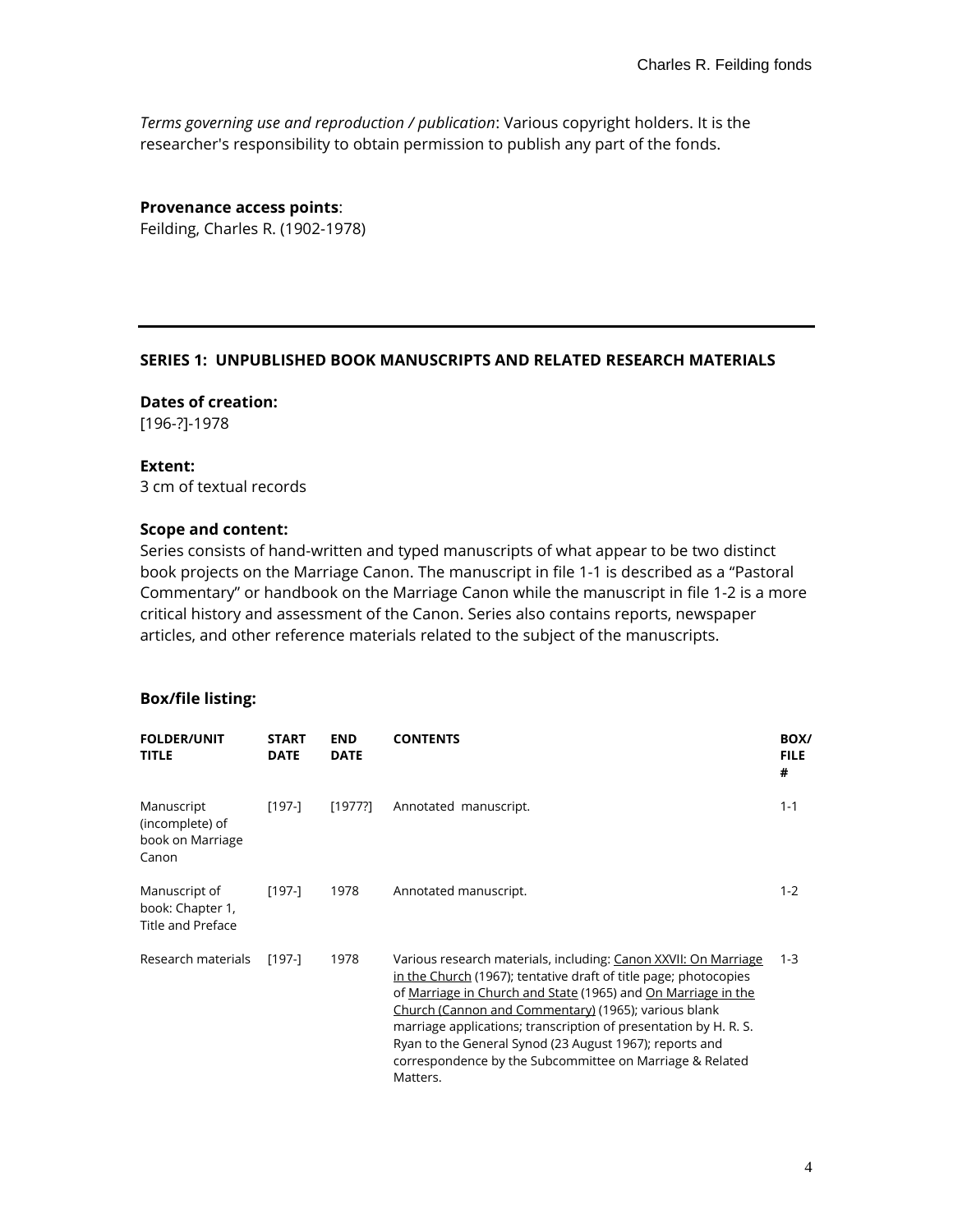*Terms governing use and reproduction / publication*: Various copyright holders. It is the researcher's responsibility to obtain permission to publish any part of the fonds.

**Provenance access points**:
Feilding, Charles R. (1902-1978)

---

## SERIES 1: UNPUBLISHED BOOK MANUSCRIPTS AND RELATED RESEARCH MATERIALS

**Dates of creation:**
[196-?]-1978

**Extent:**
3 cm of textual records

**Scope and content:**
Series consists of hand-written and typed manuscripts of what appear to be two distinct book projects on the Marriage Canon. The manuscript in file 1-1 is described as a "Pastoral Commentary" or handbook on the Marriage Canon while the manuscript in file 1-2 is a more critical history and assessment of the Canon. Series also contains reports, newspaper articles, and other reference materials related to the subject of the manuscripts.

**Box/file listing:**

| FOLDER/UNIT TITLE | START DATE | END DATE | CONTENTS | BOX/ FILE # |
|---|---|---|---|---|
| Manuscript (incomplete) of book on Marriage Canon | [197-] | [1977?] | Annotated manuscript. | 1-1 |
| Manuscript of book: Chapter 1, Title and Preface | [197-] | 1978 | Annotated manuscript. | 1-2 |
| Research materials | [197-] | 1978 | Various research materials, including: Canon XXVII: On Marriage in the Church (1967); tentative draft of title page; photocopies of Marriage in Church and State (1965) and On Marriage in the Church (Cannon and Commentary) (1965); various blank marriage applications; transcription of presentation by H. R. S. Ryan to the General Synod (23 August 1967); reports and correspondence by the Subcommittee on Marriage & Related Matters. | 1-3 |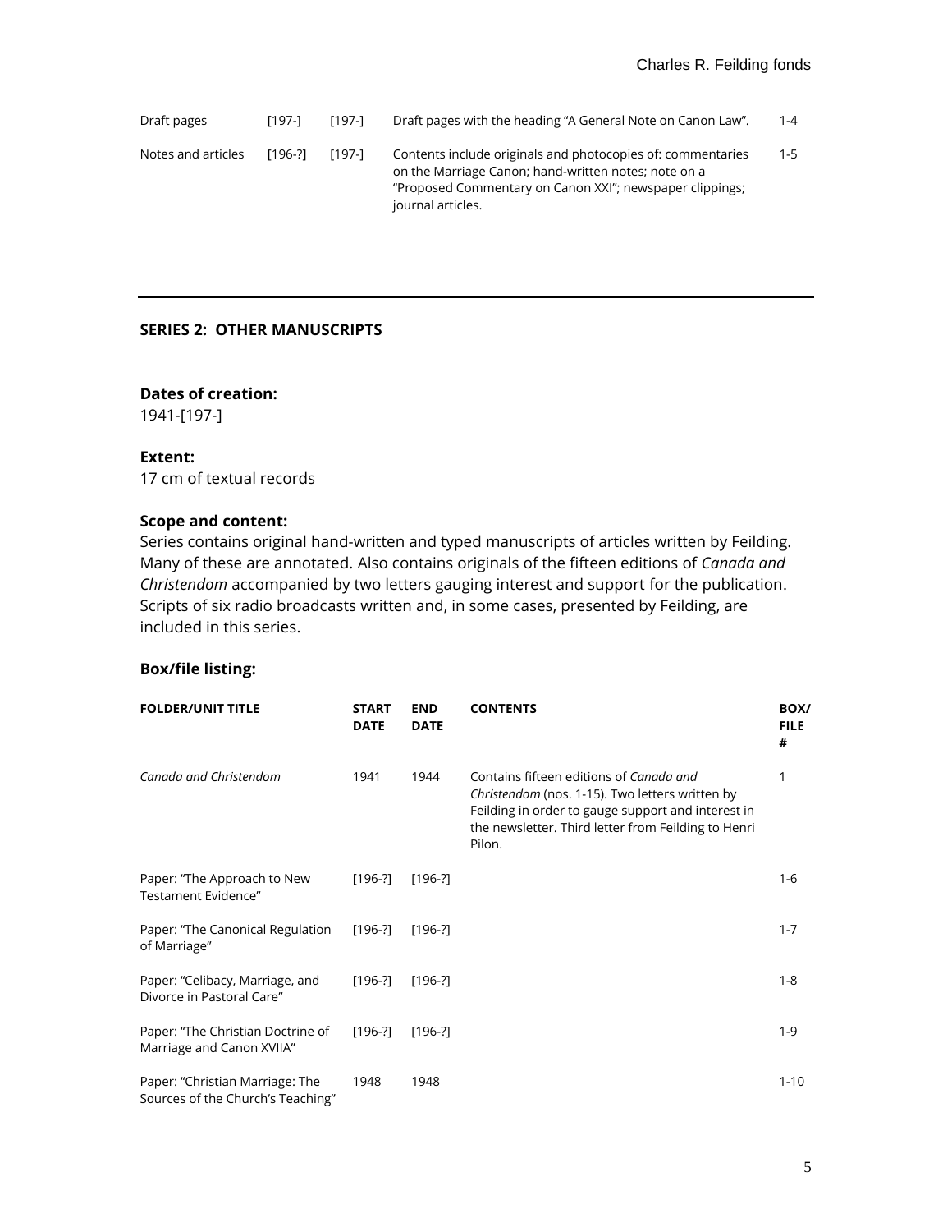| | | | | |
|---|---|---|---|---|
| Draft pages | [197-] | [197-] | Draft pages with the heading "A General Note on Canon Law". | 1-4 |
| Notes and articles | [196-?] | [197-] | Contents include originals and photocopies of: commentaries on the Marriage Canon; hand-written notes; note on a "Proposed Commentary on Canon XXI"; newspaper clippings; journal articles. | 1-5 |

---

## SERIES 2: OTHER MANUSCRIPTS

**Dates of creation:**
1941-[197-]

**Extent:**
17 cm of textual records

**Scope and content:**
Series contains original hand-written and typed manuscripts of articles written by Feilding. Many of these are annotated. Also contains originals of the fifteen editions of *Canada and Christendom* accompanied by two letters gauging interest and support for the publication. Scripts of six radio broadcasts written and, in some cases, presented by Feilding, are included in this series.

**Box/file listing:**

| FOLDER/UNIT TITLE | START DATE | END DATE | CONTENTS | BOX/ FILE # |
|---|---|---|---|---|
| *Canada and Christendom* | 1941 | 1944 | Contains fifteen editions of *Canada and Christendom* (nos. 1-15). Two letters written by Feilding in order to gauge support and interest in the newsletter. Third letter from Feilding to Henri Pilon. | 1 |
| Paper: "The Approach to New Testament Evidence" | [196-?] | [196-?] | | 1-6 |
| Paper: "The Canonical Regulation of Marriage" | [196-?] | [196-?] | | 1-7 |
| Paper: "Celibacy, Marriage, and Divorce in Pastoral Care" | [196-?] | [196-?] | | 1-8 |
| Paper: "The Christian Doctrine of Marriage and Canon XVIIA" | [196-?] | [196-?] | | 1-9 |
| Paper: "Christian Marriage: The Sources of the Church's Teaching" | 1948 | 1948 | | 1-10 |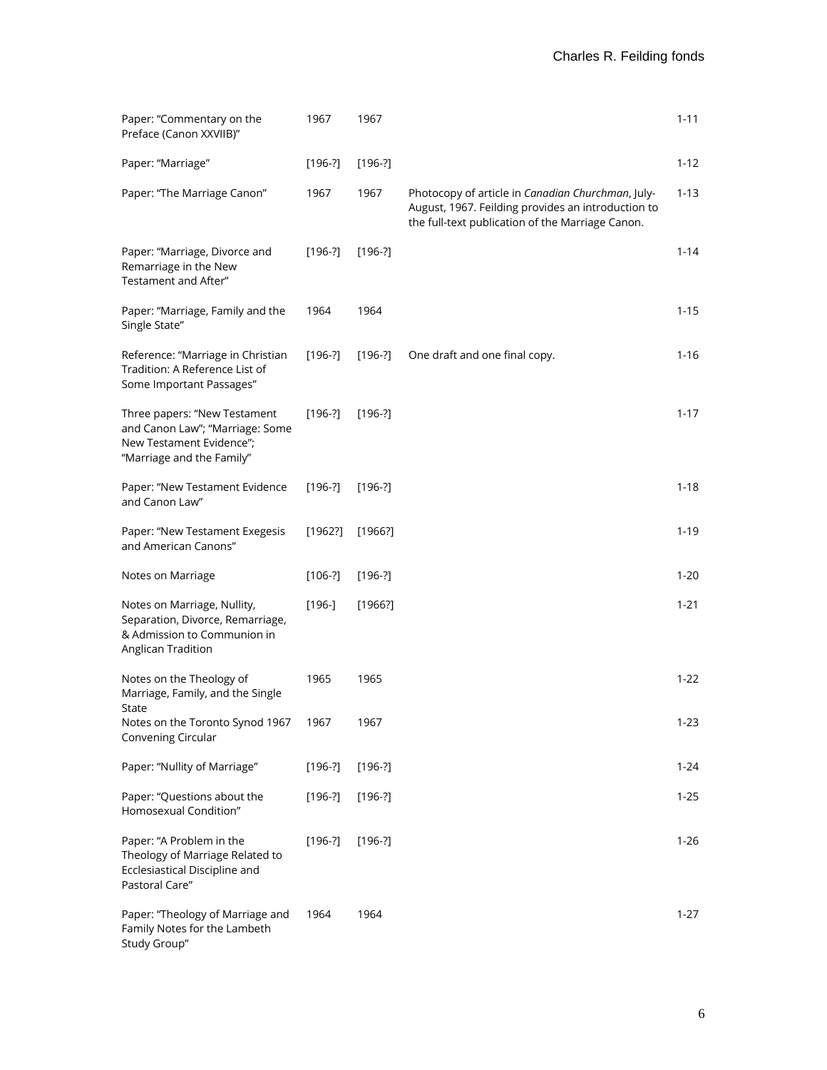| | | | | |
|---|---|---|---|---|
| Paper: "Commentary on the Preface (Canon XXVIIB)" | 1967 | 1967 | | 1-11 |
| Paper: "Marriage" | [196-?] | [196-?] | | 1-12 |
| Paper: "The Marriage Canon" | 1967 | 1967 | Photocopy of article in *Canadian Churchman*, July-August, 1967. Feilding provides an introduction to the full-text publication of the Marriage Canon. | 1-13 |
| Paper: "Marriage, Divorce and Remarriage in the New Testament and After" | [196-?] | [196-?] | | 1-14 |
| Paper: "Marriage, Family and the Single State" | 1964 | 1964 | | 1-15 |
| Reference: "Marriage in Christian Tradition: A Reference List of Some Important Passages" | [196-?] | [196-?] | One draft and one final copy. | 1-16 |
| Three papers: "New Testament and Canon Law"; "Marriage: Some New Testament Evidence"; "Marriage and the Family" | [196-?] | [196-?] | | 1-17 |
| Paper: "New Testament Evidence and Canon Law" | [196-?] | [196-?] | | 1-18 |
| Paper: "New Testament Exegesis and American Canons" | [1962?] | [1966?] | | 1-19 |
| Notes on Marriage | [106-?] | [196-?] | | 1-20 |
| Notes on Marriage, Nullity, Separation, Divorce, Remarriage, & Admission to Communion in Anglican Tradition | [196-] | [1966?] | | 1-21 |
| Notes on the Theology of Marriage, Family, and the Single State | 1965 | 1965 | | 1-22 |
| Notes on the Toronto Synod 1967 Convening Circular | 1967 | 1967 | | 1-23 |
| Paper: "Nullity of Marriage" | [196-?] | [196-?] | | 1-24 |
| Paper: "Questions about the Homosexual Condition" | [196-?] | [196-?] | | 1-25 |
| Paper: "A Problem in the Theology of Marriage Related to Ecclesiastical Discipline and Pastoral Care" | [196-?] | [196-?] | | 1-26 |
| Paper: "Theology of Marriage and Family Notes for the Lambeth Study Group" | 1964 | 1964 | | 1-27 |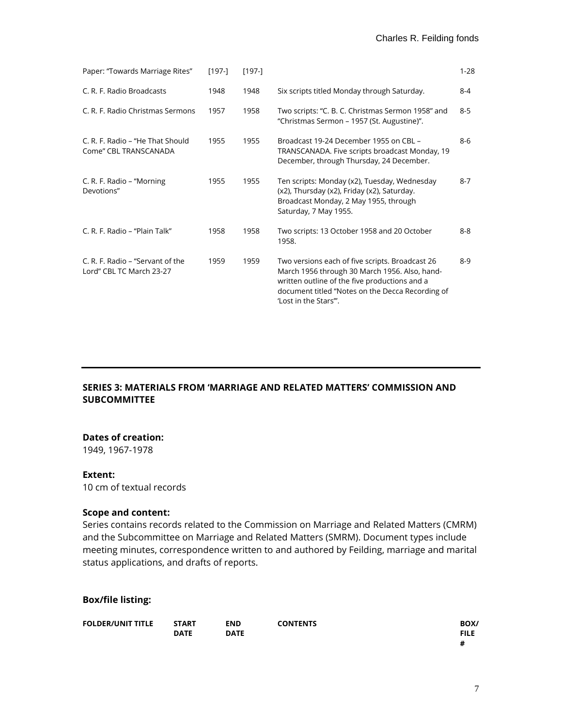| | | | | |
|---|---|---|---|---|
| Paper: "Towards Marriage Rites" | [197-] | [197-] | | 1-28 |
| C. R. F. Radio Broadcasts | 1948 | 1948 | Six scripts titled Monday through Saturday. | 8-4 |
| C. R. F. Radio Christmas Sermons | 1957 | 1958 | Two scripts: "C. B. C. Christmas Sermon 1958" and "Christmas Sermon – 1957 (St. Augustine)". | 8-5 |
| C. R. F. Radio – "He That Should Come" CBL TRANSCANADA | 1955 | 1955 | Broadcast 19-24 December 1955 on CBL – TRANSCANADA. Five scripts broadcast Monday, 19 December, through Thursday, 24 December. | 8-6 |
| C. R. F. Radio – "Morning Devotions" | 1955 | 1955 | Ten scripts: Monday (x2), Tuesday, Wednesday (x2), Thursday (x2), Friday (x2), Saturday. Broadcast Monday, 2 May 1955, through Saturday, 7 May 1955. | 8-7 |
| C. R. F. Radio – "Plain Talk" | 1958 | 1958 | Two scripts: 13 October 1958 and 20 October 1958. | 8-8 |
| C. R. F. Radio – "Servant of the Lord" CBL TC March 23-27 | 1959 | 1959 | Two versions each of five scripts. Broadcast 26 March 1956 through 30 March 1956. Also, hand-written outline of the five productions and a document titled "Notes on the Decca Recording of 'Lost in the Stars'". | 8-9 |

## SERIES 3: MATERIALS FROM 'MARRIAGE AND RELATED MATTERS' COMMISSION AND SUBCOMMITTEE

**Dates of creation:**
1949, 1967-1978

**Extent:**
10 cm of textual records

**Scope and content:**
Series contains records related to the Commission on Marriage and Related Matters (CMRM) and the Subcommittee on Marriage and Related Matters (SMRM). Document types include meeting minutes, correspondence written to and authored by Feilding, marriage and marital status applications, and drafts of reports.

**Box/file listing:**

| FOLDER/UNIT TITLE | START DATE | END DATE | CONTENTS | BOX/ FILE # |
|---|---|---|---|---|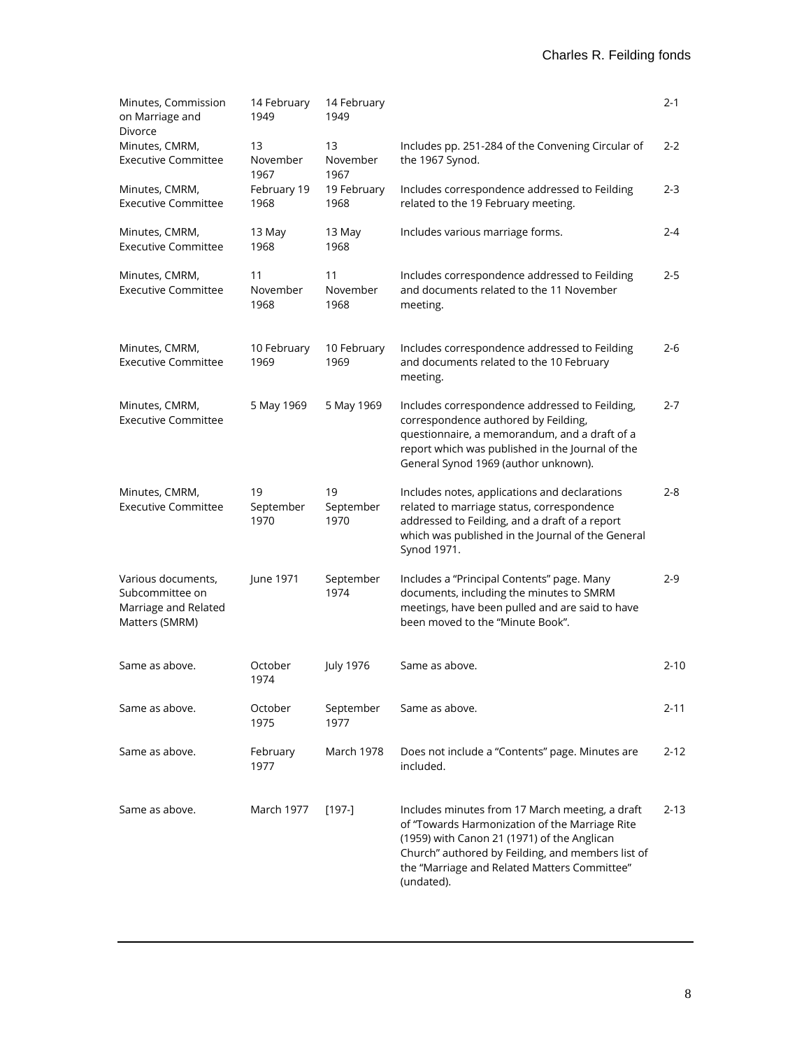| | | | | |
|---|---|---|---|---|
| Minutes, Commission on Marriage and Divorce | 14 February 1949 | 14 February 1949 | | 2-1 |
| Minutes, CMRM, Executive Committee | 13 November 1967 | 13 November 1967 | Includes pp. 251-284 of the Convening Circular of the 1967 Synod. | 2-2 |
| Minutes, CMRM, Executive Committee | February 19 1968 | 19 February 1968 | Includes correspondence addressed to Feilding related to the 19 February meeting. | 2-3 |
| Minutes, CMRM, Executive Committee | 13 May 1968 | 13 May 1968 | Includes various marriage forms. | 2-4 |
| Minutes, CMRM, Executive Committee | 11 November 1968 | 11 November 1968 | Includes correspondence addressed to Feilding and documents related to the 11 November meeting. | 2-5 |
| Minutes, CMRM, Executive Committee | 10 February 1969 | 10 February 1969 | Includes correspondence addressed to Feilding and documents related to the 10 February meeting. | 2-6 |
| Minutes, CMRM, Executive Committee | 5 May 1969 | 5 May 1969 | Includes correspondence addressed to Feilding, correspondence authored by Feilding, questionnaire, a memorandum, and a draft of a report which was published in the Journal of the General Synod 1969 (author unknown). | 2-7 |
| Minutes, CMRM, Executive Committee | 19 September 1970 | 19 September 1970 | Includes notes, applications and declarations related to marriage status, correspondence addressed to Feilding, and a draft of a report which was published in the Journal of the General Synod 1971. | 2-8 |
| Various documents, Subcommittee on Marriage and Related Matters (SMRM) | June 1971 | September 1974 | Includes a "Principal Contents" page. Many documents, including the minutes to SMRM meetings, have been pulled and are said to have been moved to the "Minute Book". | 2-9 |
| Same as above. | October 1974 | July 1976 | Same as above. | 2-10 |
| Same as above. | October 1975 | September 1977 | Same as above. | 2-11 |
| Same as above. | February 1977 | March 1978 | Does not include a "Contents" page. Minutes are included. | 2-12 |
| Same as above. | March 1977 | [197-] | Includes minutes from 17 March meeting, a draft of "Towards Harmonization of the Marriage Rite (1959) with Canon 21 (1971) of the Anglican Church" authored by Feilding, and members list of the "Marriage and Related Matters Committee" (undated). | 2-13 |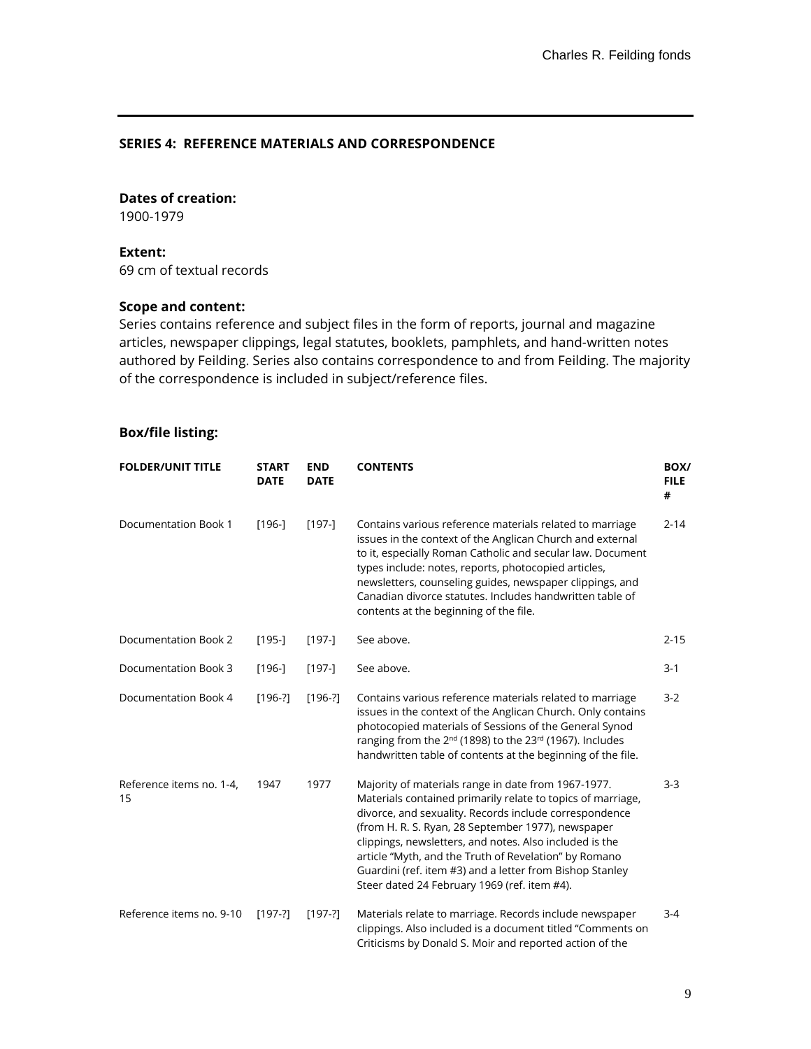## SERIES 4: REFERENCE MATERIALS AND CORRESPONDENCE

**Dates of creation:**
1900-1979

**Extent:**
69 cm of textual records

**Scope and content:**
Series contains reference and subject files in the form of reports, journal and magazine articles, newspaper clippings, legal statutes, booklets, pamphlets, and hand-written notes authored by Feilding. Series also contains correspondence to and from Feilding. The majority of the correspondence is included in subject/reference files.

**Box/file listing:**

| FOLDER/UNIT TITLE | START DATE | END DATE | CONTENTS | BOX/ FILE # |
|---|---|---|---|---|
| Documentation Book 1 | [196-] | [197-] | Contains various reference materials related to marriage issues in the context of the Anglican Church and external to it, especially Roman Catholic and secular law. Document types include: notes, reports, photocopied articles, newsletters, counseling guides, newspaper clippings, and Canadian divorce statutes. Includes handwritten table of contents at the beginning of the file. | 2-14 |
| Documentation Book 2 | [195-] | [197-] | See above. | 2-15 |
| Documentation Book 3 | [196-] | [197-] | See above. | 3-1 |
| Documentation Book 4 | [196-?] | [196-?] | Contains various reference materials related to marriage issues in the context of the Anglican Church. Only contains photocopied materials of Sessions of the General Synod ranging from the 2nd (1898) to the 23rd (1967). Includes handwritten table of contents at the beginning of the file. | 3-2 |
| Reference items no. 1-4, 15 | 1947 | 1977 | Majority of materials range in date from 1967-1977. Materials contained primarily relate to topics of marriage, divorce, and sexuality. Records include correspondence (from H. R. S. Ryan, 28 September 1977), newspaper clippings, newsletters, and notes. Also included is the article "Myth, and the Truth of Revelation" by Romano Guardini (ref. item #3) and a letter from Bishop Stanley Steer dated 24 February 1969 (ref. item #4). | 3-3 |
| Reference items no. 9-10 | [197-?] | [197-?] | Materials relate to marriage. Records include newspaper clippings. Also included is a document titled "Comments on Criticisms by Donald S. Moir and reported action of the | 3-4 |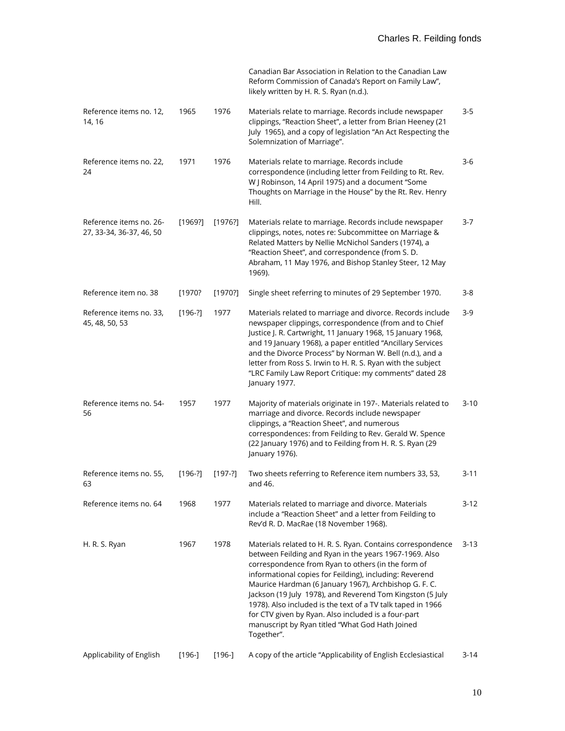| | | | | |
|---|---|---|---|---|
| | | | Canadian Bar Association in Relation to the Canadian Law Reform Commission of Canada's Report on Family Law", likely written by H. R. S. Ryan (n.d.). | |
| Reference items no. 12, 14, 16 | 1965 | 1976 | Materials relate to marriage. Records include newspaper clippings, "Reaction Sheet", a letter from Brian Heeney (21 July 1965), and a copy of legislation "An Act Respecting the Solemnization of Marriage". | 3-5 |
| Reference items no. 22, 24 | 1971 | 1976 | Materials relate to marriage. Records include correspondence (including letter from Feilding to Rt. Rev. W J Robinson, 14 April 1975) and a document "Some Thoughts on Marriage in the House" by the Rt. Rev. Henry Hill. | 3-6 |
| Reference items no. 26-27, 33-34, 36-37, 46, 50 | [1969?] | [1976?] | Materials relate to marriage. Records include newspaper clippings, notes, notes re: Subcommittee on Marriage & Related Matters by Nellie McNichol Sanders (1974), a "Reaction Sheet", and correspondence (from S. D. Abraham, 11 May 1976, and Bishop Stanley Steer, 12 May 1969). | 3-7 |
| Reference item no. 38 | [1970? | [1970?] | Single sheet referring to minutes of 29 September 1970. | 3-8 |
| Reference items no. 33, 45, 48, 50, 53 | [196-?] | 1977 | Materials related to marriage and divorce. Records include newspaper clippings, correspondence (from and to Chief Justice J. R. Cartwright, 11 January 1968, 15 January 1968, and 19 January 1968), a paper entitled "Ancillary Services and the Divorce Process" by Norman W. Bell (n.d.), and a letter from Ross S. Irwin to H. R. S. Ryan with the subject "LRC Family Law Report Critique: my comments" dated 28 January 1977. | 3-9 |
| Reference items no. 54-56 | 1957 | 1977 | Majority of materials originate in 197-. Materials related to marriage and divorce. Records include newspaper clippings, a "Reaction Sheet", and numerous correspondences: from Feilding to Rev. Gerald W. Spence (22 January 1976) and to Feilding from H. R. S. Ryan (29 January 1976). | 3-10 |
| Reference items no. 55, 63 | [196-?] | [197-?] | Two sheets referring to Reference item numbers 33, 53, and 46. | 3-11 |
| Reference items no. 64 | 1968 | 1977 | Materials related to marriage and divorce. Materials include a "Reaction Sheet" and a letter from Feilding to Rev'd R. D. MacRae (18 November 1968). | 3-12 |
| H. R. S. Ryan | 1967 | 1978 | Materials related to H. R. S. Ryan. Contains correspondence between Feilding and Ryan in the years 1967-1969. Also correspondence from Ryan to others (in the form of informational copies for Feilding), including: Reverend Maurice Hardman (6 January 1967), Archbishop G. F. C. Jackson (19 July 1978), and Reverend Tom Kingston (5 July 1978). Also included is the text of a TV talk taped in 1966 for CTV given by Ryan. Also included is a four-part manuscript by Ryan titled "What God Hath Joined Together". | 3-13 |
| Applicability of English | [196-] | [196-] | A copy of the article "Applicability of English Ecclesiastical | 3-14 |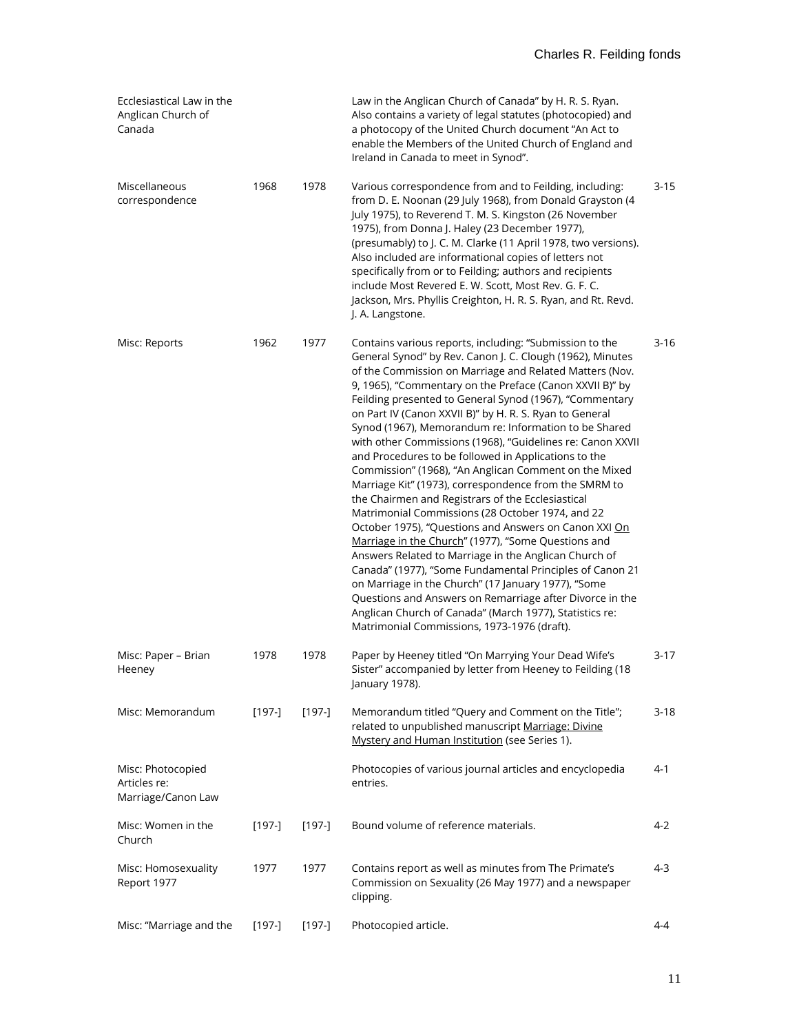| | | | | |
|---|---|---|---|---|
| Ecclesiastical Law in the Anglican Church of Canada | | | Law in the Anglican Church of Canada" by H. R. S. Ryan. Also contains a variety of legal statutes (photocopied) and a photocopy of the United Church document "An Act to enable the Members of the United Church of England and Ireland in Canada to meet in Synod". | |
| Miscellaneous correspondence | 1968 | 1978 | Various correspondence from and to Feilding, including: from D. E. Noonan (29 July 1968), from Donald Grayston (4 July 1975), to Reverend T. M. S. Kingston (26 November 1975), from Donna J. Haley (23 December 1977), (presumably) to J. C. M. Clarke (11 April 1978, two versions). Also included are informational copies of letters not specifically from or to Feilding; authors and recipients include Most Revered E. W. Scott, Most Rev. G. F. C. Jackson, Mrs. Phyllis Creighton, H. R. S. Ryan, and Rt. Revd. J. A. Langstone. | 3-15 |
| Misc: Reports | 1962 | 1977 | Contains various reports, including: "Submission to the General Synod" by Rev. Canon J. C. Clough (1962), Minutes of the Commission on Marriage and Related Matters (Nov. 9, 1965), "Commentary on the Preface (Canon XXVII B)" by Feilding presented to General Synod (1967), "Commentary on Part IV (Canon XXVII B)" by H. R. S. Ryan to General Synod (1967), Memorandum re: Information to be Shared with other Commissions (1968), "Guidelines re: Canon XXVII and Procedures to be followed in Applications to the Commission" (1968), "An Anglican Comment on the Mixed Marriage Kit" (1973), correspondence from the SMRM to the Chairmen and Registrars of the Ecclesiastical Matrimonial Commissions (28 October 1974, and 22 October 1975), "Questions and Answers on Canon XXI On Marriage in the Church" (1977), "Some Questions and Answers Related to Marriage in the Anglican Church of Canada" (1977), "Some Fundamental Principles of Canon 21 on Marriage in the Church" (17 January 1977), "Some Questions and Answers on Remarriage after Divorce in the Anglican Church of Canada" (March 1977), Statistics re: Matrimonial Commissions, 1973-1976 (draft). | 3-16 |
| Misc: Paper – Brian Heeney | 1978 | 1978 | Paper by Heeney titled "On Marrying Your Dead Wife's Sister" accompanied by letter from Heeney to Feilding (18 January 1978). | 3-17 |
| Misc: Memorandum | [197-] | [197-] | Memorandum titled "Query and Comment on the Title"; related to unpublished manuscript Marriage: Divine Mystery and Human Institution (see Series 1). | 3-18 |
| Misc: Photocopied Articles re: Marriage/Canon Law | | | Photocopies of various journal articles and encyclopedia entries. | 4-1 |
| Misc: Women in the Church | [197-] | [197-] | Bound volume of reference materials. | 4-2 |
| Misc: Homosexuality Report 1977 | 1977 | 1977 | Contains report as well as minutes from The Primate's Commission on Sexuality (26 May 1977) and a newspaper clipping. | 4-3 |
| Misc: "Marriage and the | [197-] | [197-] | Photocopied article. | 4-4 |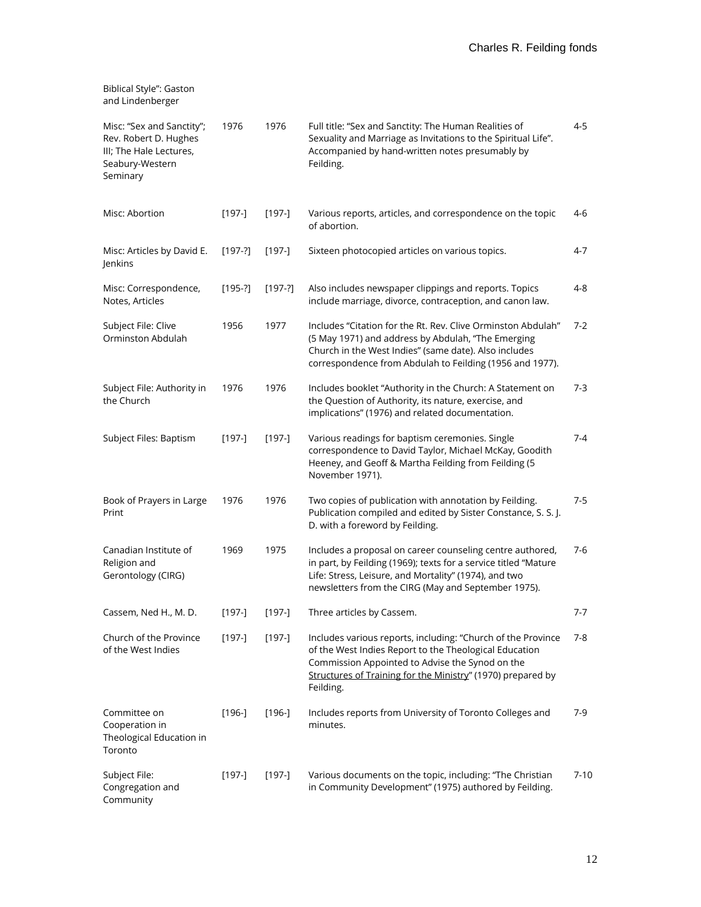| | | | | |
|---|---|---|---|---|
| Biblical Style": Gaston and Lindenberger | | | | |
| Misc: "Sex and Sanctity"; Rev. Robert D. Hughes III; The Hale Lectures, Seabury-Western Seminary | 1976 | 1976 | Full title: "Sex and Sanctity: The Human Realities of Sexuality and Marriage as Invitations to the Spiritual Life". Accompanied by hand-written notes presumably by Feilding. | 4-5 |
| Misc: Abortion | [197-] | [197-] | Various reports, articles, and correspondence on the topic of abortion. | 4-6 |
| Misc: Articles by David E. Jenkins | [197-?] | [197-] | Sixteen photocopied articles on various topics. | 4-7 |
| Misc: Correspondence, Notes, Articles | [195-?] | [197-?] | Also includes newspaper clippings and reports. Topics include marriage, divorce, contraception, and canon law. | 4-8 |
| Subject File: Clive Orminston Abdulah | 1956 | 1977 | Includes "Citation for the Rt. Rev. Clive Orminston Abdulah" (5 May 1971) and address by Abdulah, "The Emerging Church in the West Indies" (same date). Also includes correspondence from Abdulah to Feilding (1956 and 1977). | 7-2 |
| Subject File: Authority in the Church | 1976 | 1976 | Includes booklet "Authority in the Church: A Statement on the Question of Authority, its nature, exercise, and implications" (1976) and related documentation. | 7-3 |
| Subject Files: Baptism | [197-] | [197-] | Various readings for baptism ceremonies. Single correspondence to David Taylor, Michael McKay, Goodith Heeney, and Geoff & Martha Feilding from Feilding (5 November 1971). | 7-4 |
| Book of Prayers in Large Print | 1976 | 1976 | Two copies of publication with annotation by Feilding. Publication compiled and edited by Sister Constance, S. S. J. D. with a foreword by Feilding. | 7-5 |
| Canadian Institute of Religion and Gerontology (CIRG) | 1969 | 1975 | Includes a proposal on career counseling centre authored, in part, by Feilding (1969); texts for a service titled "Mature Life: Stress, Leisure, and Mortality" (1974), and two newsletters from the CIRG (May and September 1975). | 7-6 |
| Cassem, Ned H., M. D. | [197-] | [197-] | Three articles by Cassem. | 7-7 |
| Church of the Province of the West Indies | [197-] | [197-] | Includes various reports, including: "Church of the Province of the West Indies Report to the Theological Education Commission Appointed to Advise the Synod on the Structures of Training for the Ministry" (1970) prepared by Feilding. | 7-8 |
| Committee on Cooperation in Theological Education in Toronto | [196-] | [196-] | Includes reports from University of Toronto Colleges and minutes. | 7-9 |
| Subject File: Congregation and Community | [197-] | [197-] | Various documents on the topic, including: "The Christian in Community Development" (1975) authored by Feilding. | 7-10 |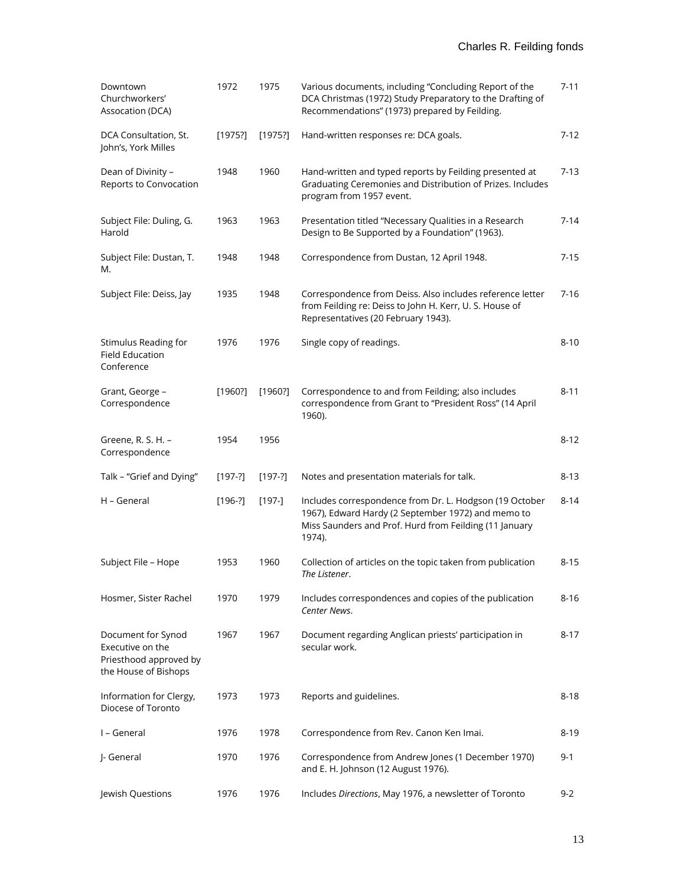| Downtown Churchworkers' Assocation (DCA) | 1972 | 1975 | Various documents, including "Concluding Report of the DCA Christmas (1972) Study Preparatory to the Drafting of Recommendations" (1973) prepared by Feilding. | 7-11 |
|---|---|---|---|---|
| DCA Consultation, St. John's, York Milles | [1975?] | [1975?] | Hand-written responses re: DCA goals. | 7-12 |
| Dean of Divinity – Reports to Convocation | 1948 | 1960 | Hand-written and typed reports by Feilding presented at Graduating Ceremonies and Distribution of Prizes. Includes program from 1957 event. | 7-13 |
| Subject File: Duling, G. Harold | 1963 | 1963 | Presentation titled "Necessary Qualities in a Research Design to Be Supported by a Foundation" (1963). | 7-14 |
| Subject File: Dustan, T. M. | 1948 | 1948 | Correspondence from Dustan, 12 April 1948. | 7-15 |
| Subject File: Deiss, Jay | 1935 | 1948 | Correspondence from Deiss. Also includes reference letter from Feilding re: Deiss to John H. Kerr, U. S. House of Representatives (20 February 1943). | 7-16 |
| Stimulus Reading for Field Education Conference | 1976 | 1976 | Single copy of readings. | 8-10 |
| Grant, George – Correspondence | [1960?] | [1960?] | Correspondence to and from Feilding; also includes correspondence from Grant to "President Ross" (14 April 1960). | 8-11 |
| Greene, R. S. H. – Correspondence | 1954 | 1956 | | 8-12 |
| Talk – "Grief and Dying" | [197-?] | [197-?] | Notes and presentation materials for talk. | 8-13 |
| H – General | [196-?] | [197-] | Includes correspondence from Dr. L. Hodgson (19 October 1967), Edward Hardy (2 September 1972) and memo to Miss Saunders and Prof. Hurd from Feilding (11 January 1974). | 8-14 |
| Subject File – Hope | 1953 | 1960 | Collection of articles on the topic taken from publication *The Listener*. | 8-15 |
| Hosmer, Sister Rachel | 1970 | 1979 | Includes correspondences and copies of the publication *Center News*. | 8-16 |
| Document for Synod Executive on the Priesthood approved by the House of Bishops | 1967 | 1967 | Document regarding Anglican priests' participation in secular work. | 8-17 |
| Information for Clergy, Diocese of Toronto | 1973 | 1973 | Reports and guidelines. | 8-18 |
| I – General | 1976 | 1978 | Correspondence from Rev. Canon Ken Imai. | 8-19 |
| J- General | 1970 | 1976 | Correspondence from Andrew Jones (1 December 1970) and E. H. Johnson (12 August 1976). | 9-1 |
| Jewish Questions | 1976 | 1976 | Includes *Directions*, May 1976, a newsletter of Toronto | 9-2 |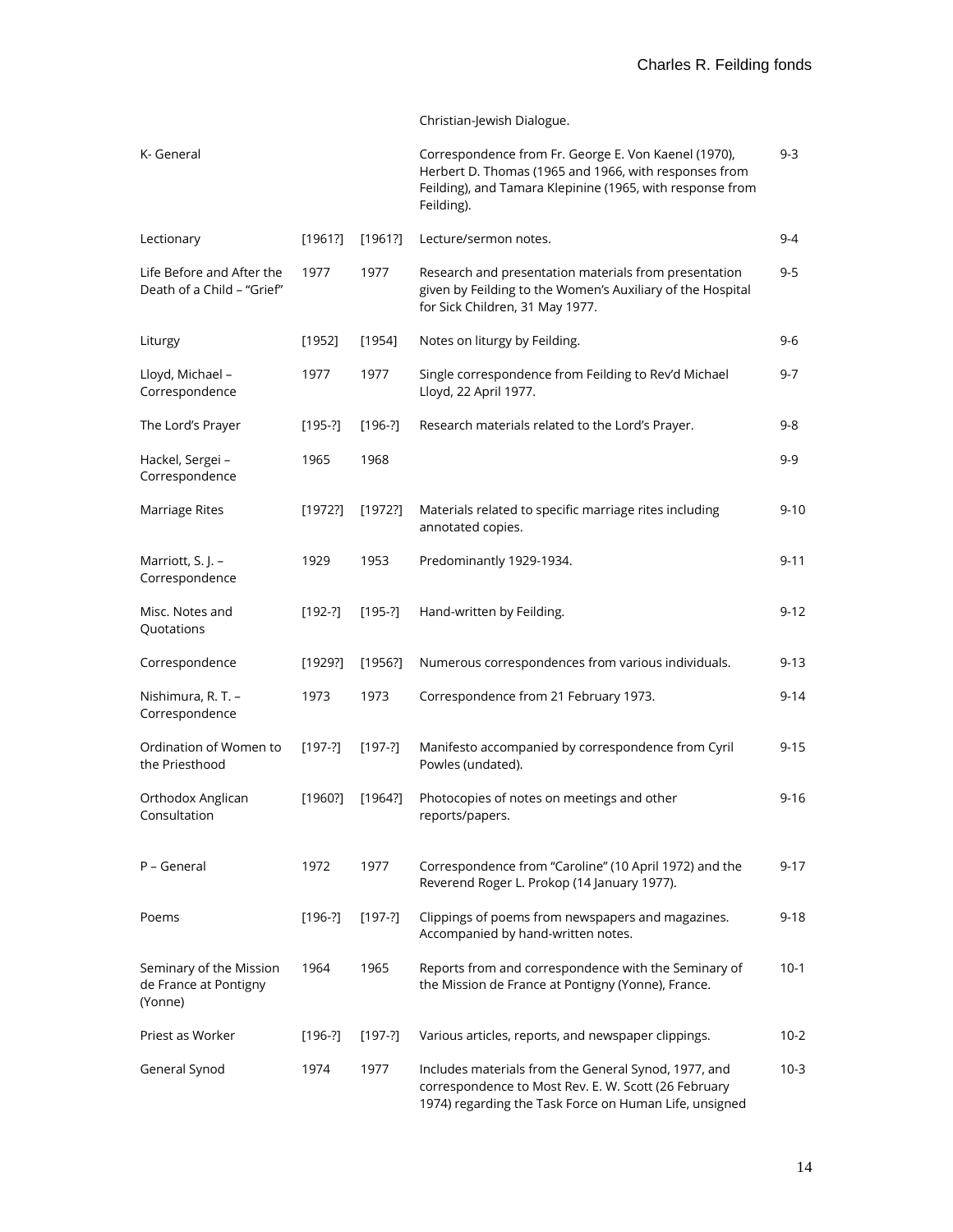| | | | | |
|---|---|---|---|---|
| | | | Christian-Jewish Dialogue. | |
| K- General | | | Correspondence from Fr. George E. Von Kaenel (1970), Herbert D. Thomas (1965 and 1966, with responses from Feilding), and Tamara Klepinine (1965, with response from Feilding). | 9-3 |
| Lectionary | [1961?] | [1961?] | Lecture/sermon notes. | 9-4 |
| Life Before and After the Death of a Child – "Grief" | 1977 | 1977 | Research and presentation materials from presentation given by Feilding to the Women's Auxiliary of the Hospital for Sick Children, 31 May 1977. | 9-5 |
| Liturgy | [1952] | [1954] | Notes on liturgy by Feilding. | 9-6 |
| Lloyd, Michael – Correspondence | 1977 | 1977 | Single correspondence from Feilding to Rev'd Michael Lloyd, 22 April 1977. | 9-7 |
| The Lord's Prayer | [195-?] | [196-?] | Research materials related to the Lord's Prayer. | 9-8 |
| Hackel, Sergei – Correspondence | 1965 | 1968 | | 9-9 |
| Marriage Rites | [1972?] | [1972?] | Materials related to specific marriage rites including annotated copies. | 9-10 |
| Marriott, S. J. – Correspondence | 1929 | 1953 | Predominantly 1929-1934. | 9-11 |
| Misc. Notes and Quotations | [192-?] | [195-?] | Hand-written by Feilding. | 9-12 |
| Correspondence | [1929?] | [1956?] | Numerous correspondences from various individuals. | 9-13 |
| Nishimura, R. T. – Correspondence | 1973 | 1973 | Correspondence from 21 February 1973. | 9-14 |
| Ordination of Women to the Priesthood | [197-?] | [197-?] | Manifesto accompanied by correspondence from Cyril Powles (undated). | 9-15 |
| Orthodox Anglican Consultation | [1960?] | [1964?] | Photocopies of notes on meetings and other reports/papers. | 9-16 |
| P – General | 1972 | 1977 | Correspondence from "Caroline" (10 April 1972) and the Reverend Roger L. Prokop (14 January 1977). | 9-17 |
| Poems | [196-?] | [197-?] | Clippings of poems from newspapers and magazines. Accompanied by hand-written notes. | 9-18 |
| Seminary of the Mission de France at Pontigny (Yonne) | 1964 | 1965 | Reports from and correspondence with the Seminary of the Mission de France at Pontigny (Yonne), France. | 10-1 |
| Priest as Worker | [196-?] | [197-?] | Various articles, reports, and newspaper clippings. | 10-2 |
| General Synod | 1974 | 1977 | Includes materials from the General Synod, 1977, and correspondence to Most Rev. E. W. Scott (26 February 1974) regarding the Task Force on Human Life, unsigned | 10-3 |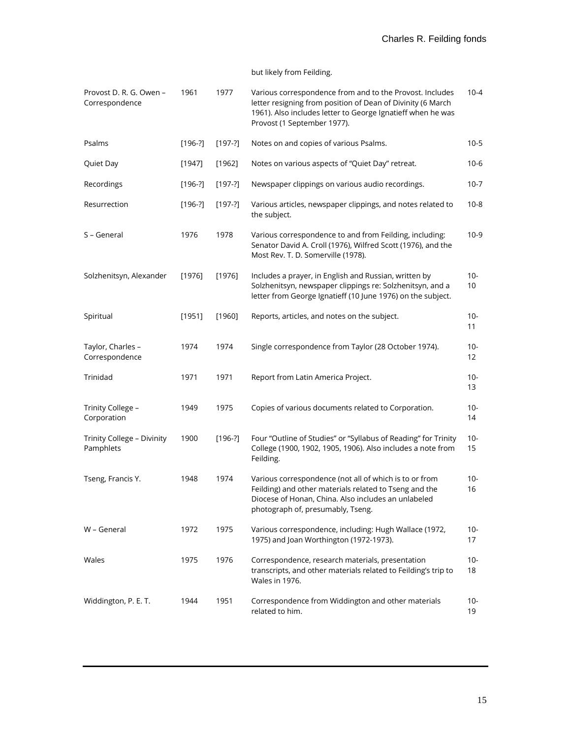| | | | but likely from Feilding. | |
|---|---|---|---|---|
| Provost D. R. G. Owen – Correspondence | 1961 | 1977 | Various correspondence from and to the Provost. Includes letter resigning from position of Dean of Divinity (6 March 1961). Also includes letter to George Ignatieff when he was Provost (1 September 1977). | 10-4 |
| Psalms | [196-?] | [197-?] | Notes on and copies of various Psalms. | 10-5 |
| Quiet Day | [1947] | [1962] | Notes on various aspects of “Quiet Day” retreat. | 10-6 |
| Recordings | [196-?] | [197-?] | Newspaper clippings on various audio recordings. | 10-7 |
| Resurrection | [196-?] | [197-?] | Various articles, newspaper clippings, and notes related to the subject. | 10-8 |
| S – General | 1976 | 1978 | Various correspondence to and from Feilding, including: Senator David A. Croll (1976), Wilfred Scott (1976), and the Most Rev. T. D. Somerville (1978). | 10-9 |
| Solzhenitsyn, Alexander | [1976] | [1976] | Includes a prayer, in English and Russian, written by Solzhenitsyn, newspaper clippings re: Solzhenitsyn, and a letter from George Ignatieff (10 June 1976) on the subject. | 10-10 |
| Spiritual | [1951] | [1960] | Reports, articles, and notes on the subject. | 10-11 |
| Taylor, Charles – Correspondence | 1974 | 1974 | Single correspondence from Taylor (28 October 1974). | 10-12 |
| Trinidad | 1971 | 1971 | Report from Latin America Project. | 10-13 |
| Trinity College – Corporation | 1949 | 1975 | Copies of various documents related to Corporation. | 10-14 |
| Trinity College – Divinity Pamphlets | 1900 | [196-?] | Four “Outline of Studies” or “Syllabus of Reading” for Trinity College (1900, 1902, 1905, 1906). Also includes a note from Feilding. | 10-15 |
| Tseng, Francis Y. | 1948 | 1974 | Various correspondence (not all of which is to or from Feilding) and other materials related to Tseng and the Diocese of Honan, China. Also includes an unlabeled photograph of, presumably, Tseng. | 10-16 |
| W – General | 1972 | 1975 | Various correspondence, including: Hugh Wallace (1972, 1975) and Joan Worthington (1972-1973). | 10-17 |
| Wales | 1975 | 1976 | Correspondence, research materials, presentation transcripts, and other materials related to Feilding’s trip to Wales in 1976. | 10-18 |
| Widdington, P. E. T. | 1944 | 1951 | Correspondence from Widdington and other materials related to him. | 10-19 |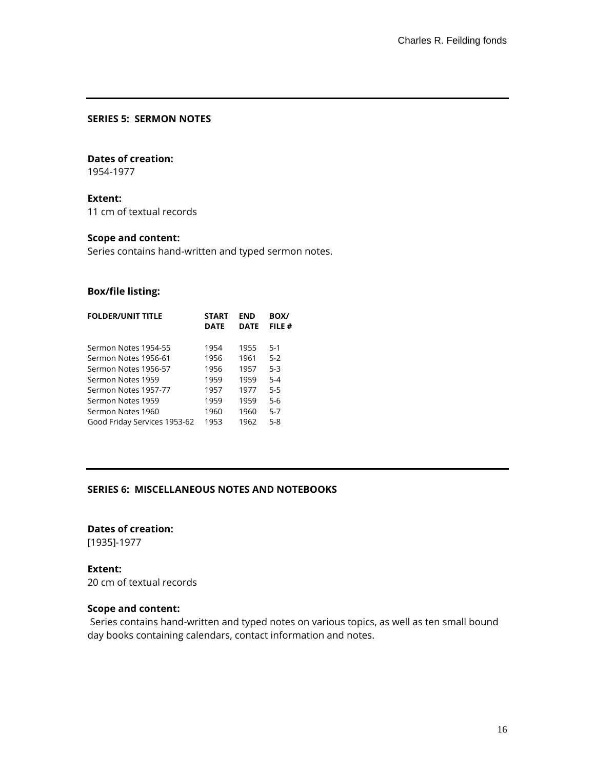## SERIES 5: SERMON NOTES

**Dates of creation:**
1954-1977

**Extent:**
11 cm of textual records

**Scope and content:**
Series contains hand-written and typed sermon notes.

**Box/file listing:**

| FOLDER/UNIT TITLE | START DATE | END DATE | BOX/ FILE # |
|---|---|---|---|
| Sermon Notes 1954-55 | 1954 | 1955 | 5-1 |
| Sermon Notes 1956-61 | 1956 | 1961 | 5-2 |
| Sermon Notes 1956-57 | 1956 | 1957 | 5-3 |
| Sermon Notes 1959 | 1959 | 1959 | 5-4 |
| Sermon Notes 1957-77 | 1957 | 1977 | 5-5 |
| Sermon Notes 1959 | 1959 | 1959 | 5-6 |
| Sermon Notes 1960 | 1960 | 1960 | 5-7 |
| Good Friday Services 1953-62 | 1953 | 1962 | 5-8 |

## SERIES 6: MISCELLANEOUS NOTES AND NOTEBOOKS

**Dates of creation:**
[1935]-1977

**Extent:**
20 cm of textual records

**Scope and content:**
Series contains hand-written and typed notes on various topics, as well as ten small bound day books containing calendars, contact information and notes.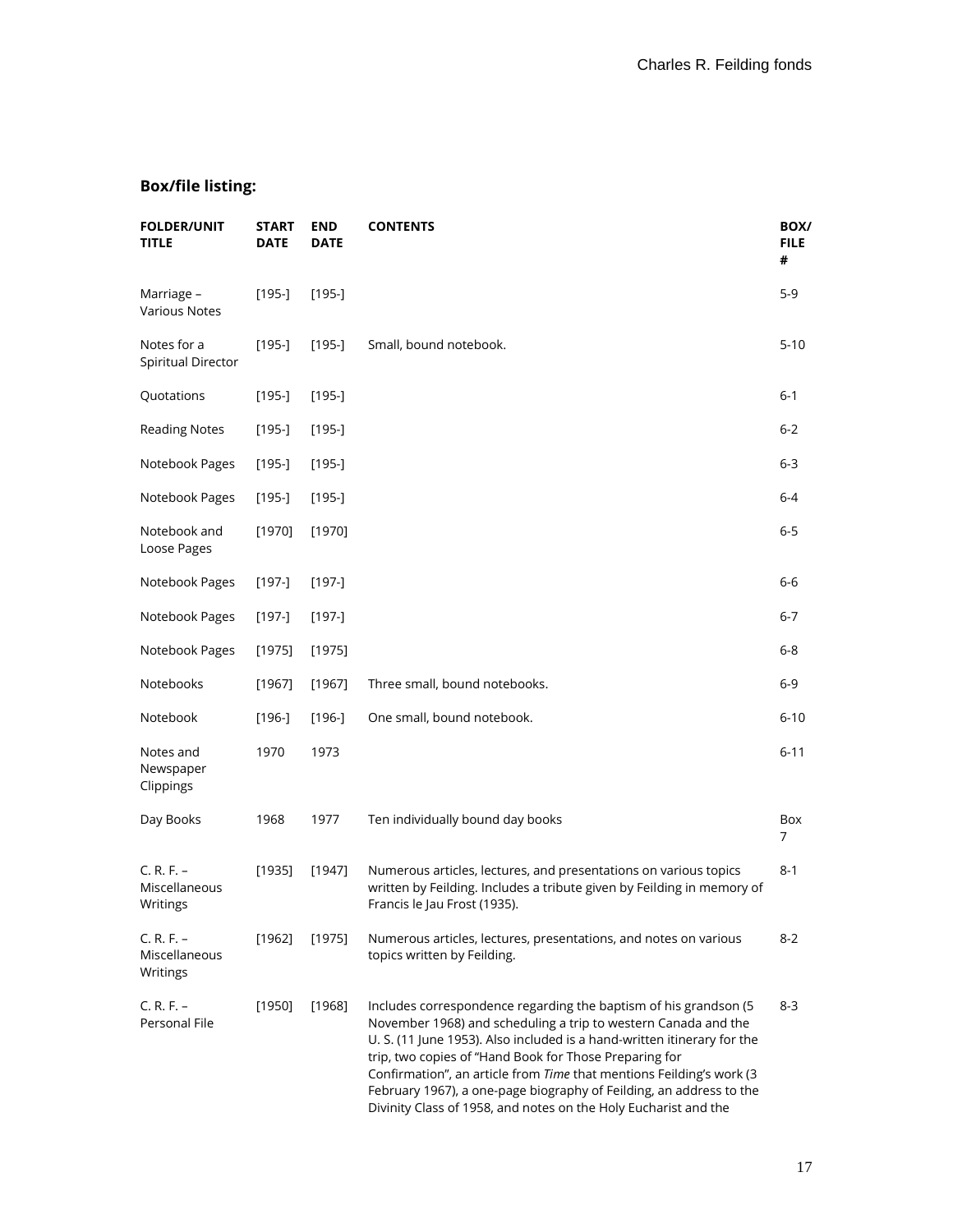**Box/file listing:**

| FOLDER/UNIT TITLE | START DATE | END DATE | CONTENTS | BOX/ FILE # |
|---|---|---|---|---|
| Marriage – Various Notes | [195-] | [195-] | | 5-9 |
| Notes for a Spiritual Director | [195-] | [195-] | Small, bound notebook. | 5-10 |
| Quotations | [195-] | [195-] | | 6-1 |
| Reading Notes | [195-] | [195-] | | 6-2 |
| Notebook Pages | [195-] | [195-] | | 6-3 |
| Notebook Pages | [195-] | [195-] | | 6-4 |
| Notebook and Loose Pages | [1970] | [1970] | | 6-5 |
| Notebook Pages | [197-] | [197-] | | 6-6 |
| Notebook Pages | [197-] | [197-] | | 6-7 |
| Notebook Pages | [1975] | [1975] | | 6-8 |
| Notebooks | [1967] | [1967] | Three small, bound notebooks. | 6-9 |
| Notebook | [196-] | [196-] | One small, bound notebook. | 6-10 |
| Notes and Newspaper Clippings | 1970 | 1973 | | 6-11 |
| Day Books | 1968 | 1977 | Ten individually bound day books | Box 7 |
| C. R. F. – Miscellaneous Writings | [1935] | [1947] | Numerous articles, lectures, and presentations on various topics written by Feilding. Includes a tribute given by Feilding in memory of Francis le Jau Frost (1935). | 8-1 |
| C. R. F. – Miscellaneous Writings | [1962] | [1975] | Numerous articles, lectures, presentations, and notes on various topics written by Feilding. | 8-2 |
| C. R. F. – Personal File | [1950] | [1968] | Includes correspondence regarding the baptism of his grandson (5 November 1968) and scheduling a trip to western Canada and the U. S. (11 June 1953). Also included is a hand-written itinerary for the trip, two copies of "Hand Book for Those Preparing for Confirmation", an article from *Time* that mentions Feilding's work (3 February 1967), a one-page biography of Feilding, an address to the Divinity Class of 1958, and notes on the Holy Eucharist and the | 8-3 |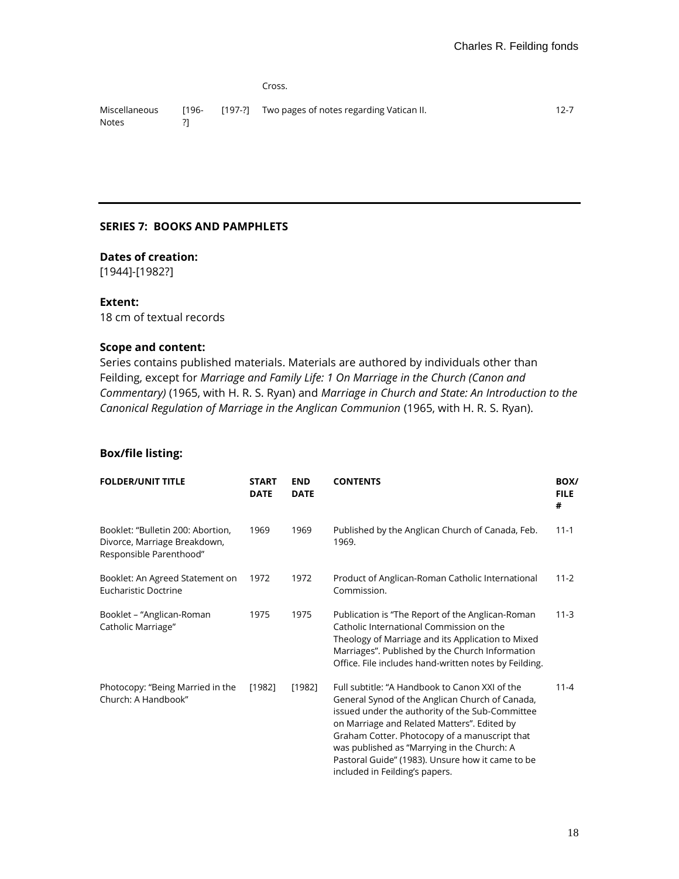| | | | | |
|---|---|---|---|---|
| | | | Cross. | |
| Miscellaneous Notes | [196-?] | [197-?] | Two pages of notes regarding Vatican II. | 12-7 |

---

## SERIES 7: BOOKS AND PAMPHLETS

**Dates of creation:**
[1944]-[1982?]

**Extent:**
18 cm of textual records

**Scope and content:**
Series contains published materials. Materials are authored by individuals other than Feilding, except for *Marriage and Family Life: 1 On Marriage in the Church (Canon and Commentary)* (1965, with H. R. S. Ryan) and *Marriage in Church and State: An Introduction to the Canonical Regulation of Marriage in the Anglican Communion* (1965, with H. R. S. Ryan).

**Box/file listing:**

| FOLDER/UNIT TITLE | START DATE | END DATE | CONTENTS | BOX/ FILE # |
|---|---|---|---|---|
| Booklet: "Bulletin 200: Abortion, Divorce, Marriage Breakdown, Responsible Parenthood" | 1969 | 1969 | Published by the Anglican Church of Canada, Feb. 1969. | 11-1 |
| Booklet: An Agreed Statement on Eucharistic Doctrine | 1972 | 1972 | Product of Anglican-Roman Catholic International Commission. | 11-2 |
| Booklet – "Anglican-Roman Catholic Marriage" | 1975 | 1975 | Publication is "The Report of the Anglican-Roman Catholic International Commission on the Theology of Marriage and its Application to Mixed Marriages". Published by the Church Information Office. File includes hand-written notes by Feilding. | 11-3 |
| Photocopy: "Being Married in the Church: A Handbook" | [1982] | [1982] | Full subtitle: "A Handbook to Canon XXI of the General Synod of the Anglican Church of Canada, issued under the authority of the Sub-Committee on Marriage and Related Matters". Edited by Graham Cotter. Photocopy of a manuscript that was published as "Marrying in the Church: A Pastoral Guide" (1983). Unsure how it came to be included in Feilding's papers. | 11-4 |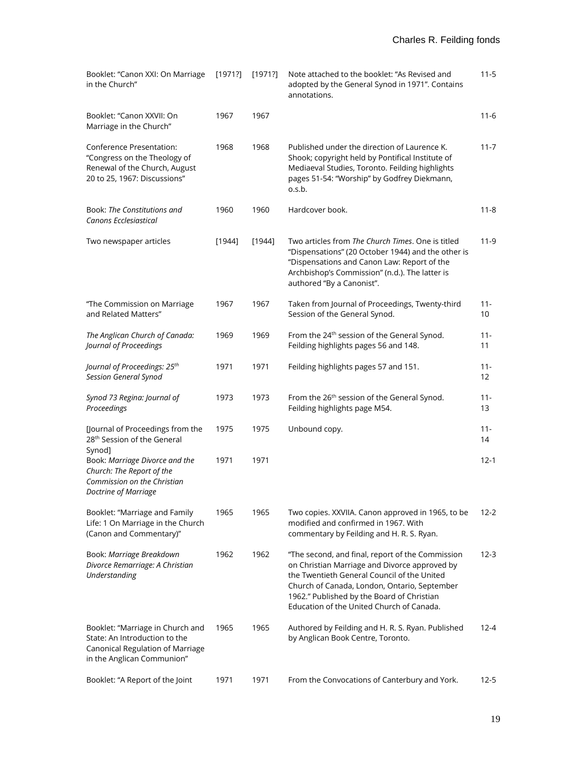| | | | | |
|---|---|---|---|---|
| Booklet: "Canon XXI: On Marriage in the Church" | [1971?] | [1971?] | Note attached to the booklet: "As Revised and adopted by the General Synod in 1971". Contains annotations. | 11-5 |
| Booklet: "Canon XXVII: On Marriage in the Church" | 1967 | 1967 | | 11-6 |
| Conference Presentation: "Congress on the Theology of Renewal of the Church, August 20 to 25, 1967: Discussions" | 1968 | 1968 | Published under the direction of Laurence K. Shook; copyright held by Pontifical Institute of Mediaeval Studies, Toronto. Feilding highlights pages 51-54: "Worship" by Godfrey Diekmann, o.s.b. | 11-7 |
| Book: *The Constitutions and Canons Ecclesiastical* | 1960 | 1960 | Hardcover book. | 11-8 |
| Two newspaper articles | [1944] | [1944] | Two articles from *The Church Times*. One is titled "Dispensations" (20 October 1944) and the other is "Dispensations and Canon Law: Report of the Archbishop's Commission" (n.d.). The latter is authored "By a Canonist". | 11-9 |
| "The Commission on Marriage and Related Matters" | 1967 | 1967 | Taken from Journal of Proceedings, Twenty-third Session of the General Synod. | 11-10 |
| *The Anglican Church of Canada: Journal of Proceedings* | 1969 | 1969 | From the 24th session of the General Synod. Feilding highlights pages 56 and 148. | 11-11 |
| *Journal of Proceedings: 25th Session General Synod* | 1971 | 1971 | Feilding highlights pages 57 and 151. | 11-12 |
| *Synod 73 Regina: Journal of Proceedings* | 1973 | 1973 | From the 26th session of the General Synod. Feilding highlights page M54. | 11-13 |
| [Journal of Proceedings from the 28th Session of the General Synod] | 1975 | 1975 | Unbound copy. | 11-14 |
| Book: *Marriage Divorce and the Church: The Report of the Commission on the Christian Doctrine of Marriage* | 1971 | 1971 | | 12-1 |
| Booklet: "Marriage and Family Life: 1 On Marriage in the Church (Canon and Commentary)" | 1965 | 1965 | Two copies. XXVIIA. Canon approved in 1965, to be modified and confirmed in 1967. With commentary by Feilding and H. R. S. Ryan. | 12-2 |
| Book: *Marriage Breakdown Divorce Remarriage: A Christian Understanding* | 1962 | 1962 | "The second, and final, report of the Commission on Christian Marriage and Divorce approved by the Twentieth General Council of the United Church of Canada, London, Ontario, September 1962." Published by the Board of Christian Education of the United Church of Canada. | 12-3 |
| Booklet: "Marriage in Church and State: An Introduction to the Canonical Regulation of Marriage in the Anglican Communion" | 1965 | 1965 | Authored by Feilding and H. R. S. Ryan. Published by Anglican Book Centre, Toronto. | 12-4 |
| Booklet: "A Report of the Joint | 1971 | 1971 | From the Convocations of Canterbury and York. | 12-5 |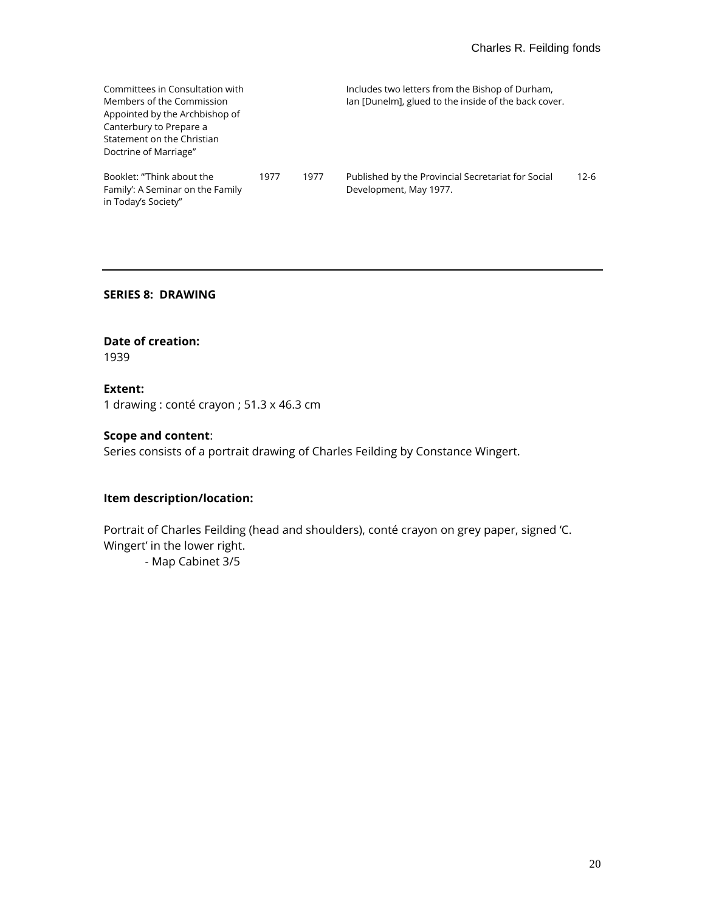| | | | | |
|---|---|---|---|---|
| Committees in Consultation with Members of the Commission Appointed by the Archbishop of Canterbury to Prepare a Statement on the Christian Doctrine of Marriage” | | | Includes two letters from the Bishop of Durham, Ian [Dunelm], glued to the inside of the back cover. | |
| Booklet: “‘Think about the Family’: A Seminar on the Family in Today’s Society” | 1977 | 1977 | Published by the Provincial Secretariat for Social Development, May 1977. | 12-6 |

---

## SERIES 8: DRAWING

**Date of creation:**
1939

**Extent:**
1 drawing : conté crayon ; 51.3 x 46.3 cm

**Scope and content**:
Series consists of a portrait drawing of Charles Feilding by Constance Wingert.

**Item description/location:**

Portrait of Charles Feilding (head and shoulders), conté crayon on grey paper, signed ‘C. Wingert’ in the lower right.
- Map Cabinet 3/5